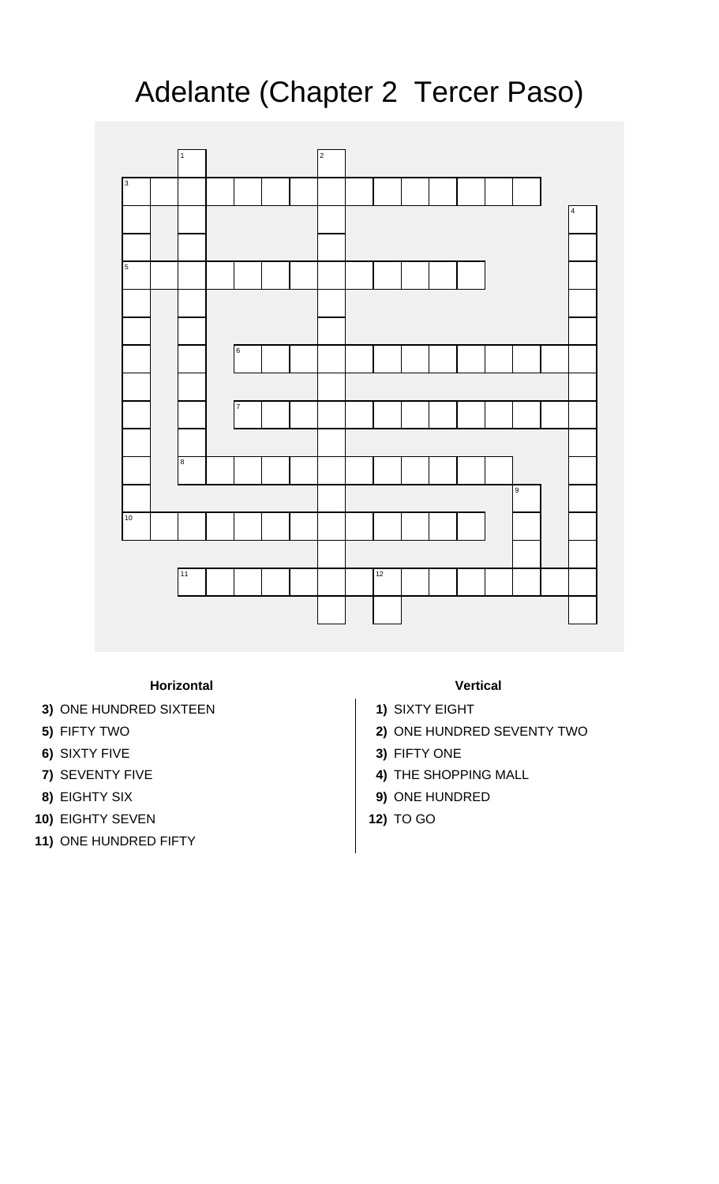# Adelante (Chapter 2 Tercer Paso)

### Horizontal

**3)** ONE HUNDRED SIXTEEN

**5)** FIFTY TWO

**6)** SIXTY FIVE

**7)** SEVENTY FIVE

**8)** EIGHTY SIX

**10)** EIGHTY SEVEN

**11)** ONE HUNDRED FIFTY

### Vertical

**1)** SIXTY EIGHT

**2)** ONE HUNDRED SEVENTY TWO

**3)** FIFTY ONE

**4)** THE SHOPPING MALL

**9)** ONE HUNDRED

**12)** TO GO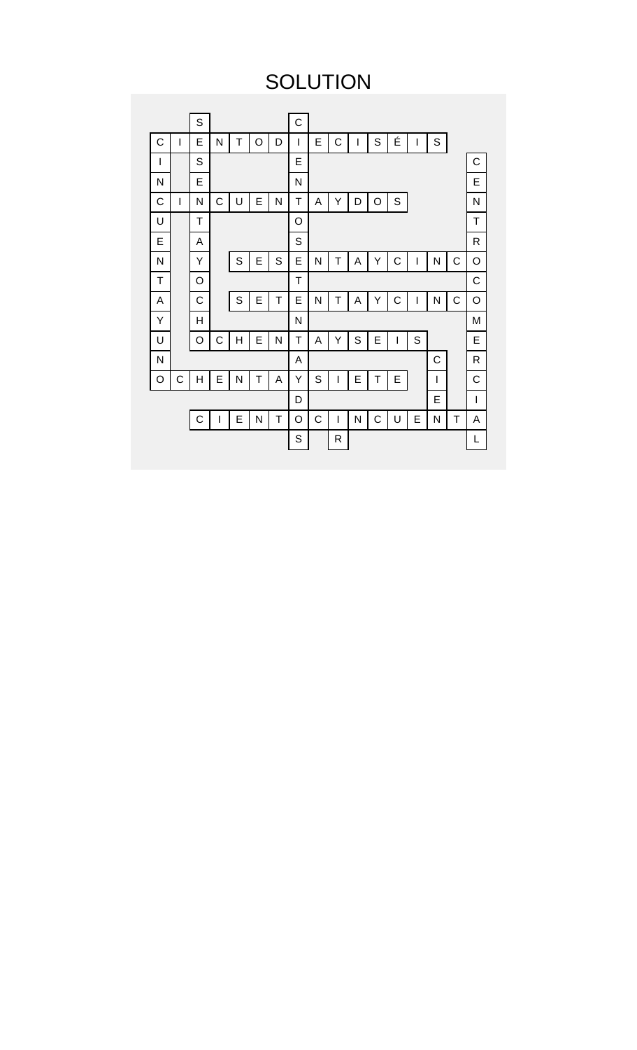# SOLUTION

| | | | | | | | | | | | | | | | | |
|---|---|---|---|---|---|---|---|---|---|---|---|---|---|---|---|---|
| | | S | | | | | C | | | | | | | | | |
| C | I | E | N | T | O | D | I | E | C | I | S | É | I | S | | |
| I | | S | | | | | E | | | | | | | | | C |
| N | | E | | | | | N | | | | | | | | | E |
| C | I | N | C | U | E | N | T | A | Y | D | O | S | | | | N |
| U | | T | | | | | O | | | | | | | | | T |
| E | | A | | | | | S | | | | | | | | | R |
| N | | Y | | S | E | S | E | N | T | A | Y | C | I | N | C | O |
| T | | O | | | | | T | | | | | | | | | C |
| A | | C | | S | E | T | E | N | T | A | Y | C | I | N | C | O |
| Y | | H | | | | | N | | | | | | | | | M |
| U | | O | C | H | E | N | T | A | Y | S | E | I | S | | | E |
| N | | | | | | | A | | | | | | | C | | R |
| O | C | H | E | N | T | A | Y | S | I | E | T | E | | I | | C |
| | | | | | | | D | | | | | | | E | | I |
| | | C | I | E | N | T | O | C | I | N | C | U | E | N | T | A |
| | | | | | | | S | | R | | | | | | | L |